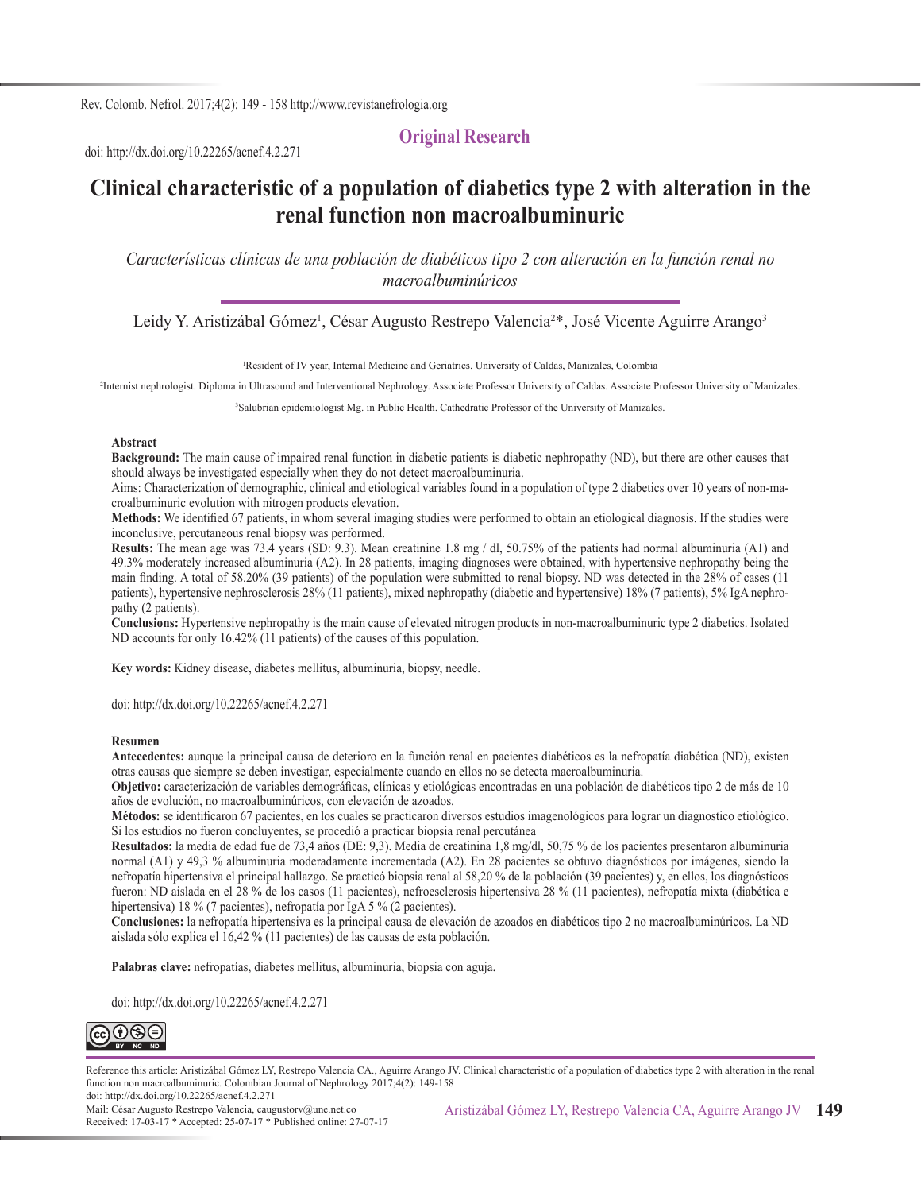## Original Research

doi: http://dx.doi.org/10.22265/acnef.4.2.271

# Clinical characteristic of a population of diabetics type 2 with alteration in the renal function non macroalbuminuric

*Características clínicas de una población de diabéticos tipo 2 con alteración en la función renal no macroalbuminúricos*

Leidy Y. Aristizábal Gómez[1], César Augusto Restrepo Valencia[2]*, José Vicente Aguirre Arango[3]

[1]Resident of IV year, Internal Medicine and Geriatrics. University of Caldas, Manizales, Colombia

[2]Internist nephrologist. Diploma in Ultrasound and Interventional Nephrology. Associate Professor University of Caldas. Associate Professor University of Manizales.

[3]Salubrian epidemiologist Mg. in Public Health. Cathedratic Professor of the University of Manizales.

### Abstract

**Background:** The main cause of impaired renal function in diabetic patients is diabetic nephropathy (ND), but there are other causes that should always be investigated especially when they do not detect macroalbuminuria.

Aims: Characterization of demographic, clinical and etiological variables found in a population of type 2 diabetics over 10 years of non-macroalbuminuric evolution with nitrogen products elevation.

**Methods:** We identified 67 patients, in whom several imaging studies were performed to obtain an etiological diagnosis. If the studies were inconclusive, percutaneous renal biopsy was performed.

**Results:** The mean age was 73.4 years (SD: 9.3). Mean creatinine 1.8 mg / dl, 50.75% of the patients had normal albuminuria (A1) and 49.3% moderately increased albuminuria (A2). In 28 patients, imaging diagnoses were obtained, with hypertensive nephropathy being the main finding. A total of 58.20% (39 patients) of the population were submitted to renal biopsy. ND was detected in the 28% of cases (11 patients), hypertensive nephrosclerosis 28% (11 patients), mixed nephropathy (diabetic and hypertensive) 18% (7 patients), 5% IgA nephropathy (2 patients).

**Conclusions:** Hypertensive nephropathy is the main cause of elevated nitrogen products in non-macroalbuminuric type 2 diabetics. Isolated ND accounts for only 16.42% (11 patients) of the causes of this population.

**Key words:** Kidney disease, diabetes mellitus, albuminuria, biopsy, needle.

doi: http://dx.doi.org/10.22265/acnef.4.2.271

### Resumen

**Antecedentes:** aunque la principal causa de deterioro en la función renal en pacientes diabéticos es la nefropatía diabética (ND), existen otras causas que siempre se deben investigar, especialmente cuando en ellos no se detecta macroalbuminuria.

**Objetivo:** caracterización de variables demográficas, clínicas y etiológicas encontradas en una población de diabéticos tipo 2 de más de 10 años de evolución, no macroalbuminúricos, con elevación de azoados.

**Métodos:** se identificaron 67 pacientes, en los cuales se practicaron diversos estudios imagenológicos para lograr un diagnostico etiológico. Si los estudios no fueron concluyentes, se procedió a practicar biopsia renal percutánea

**Resultados:** la media de edad fue de 73,4 años (DE: 9,3). Media de creatinina 1,8 mg/dl, 50,75 % de los pacientes presentaron albuminuria normal (A1) y 49,3 % albuminuria moderadamente incrementada (A2). En 28 pacientes se obtuvo diagnósticos por imágenes, siendo la nefropatía hipertensiva el principal hallazgo. Se practicó biopsia renal al 58,20 % de la población (39 pacientes) y, en ellos, los diagnósticos fueron: ND aislada en el 28 % de los casos (11 pacientes), nefroesclerosis hipertensiva 28 % (11 pacientes), nefropatía mixta (diabética e hipertensiva) 18 % (7 pacientes), nefropatía por IgA 5 % (2 pacientes).

**Conclusiones:** la nefropatía hipertensiva es la principal causa de elevación de azoados en diabéticos tipo 2 no macroalbuminúricos. La ND aislada sólo explica el 16,42 % (11 pacientes) de las causas de esta población.

**Palabras clave:** nefropatías, diabetes mellitus, albuminuria, biopsia con aguja.

doi: http://dx.doi.org/10.22265/acnef.4.2.271

Reference this article: Aristizábal Gómez LY, Restrepo Valencia CA., Aguirre Arango JV. Clinical characteristic of a population of diabetics type 2 with alteration in the renal function non macroalbuminuric. Colombian Journal of Nephrology 2017;4(2): 149-158
doi: http://dx.doi.org/10.22265/acnef.4.2.271
Mail: César Augusto Restrepo Valencia, caugustorv@une.net.co
Received: 17-03-17 * Accepted: 25-07-17 * Published online: 27-07-17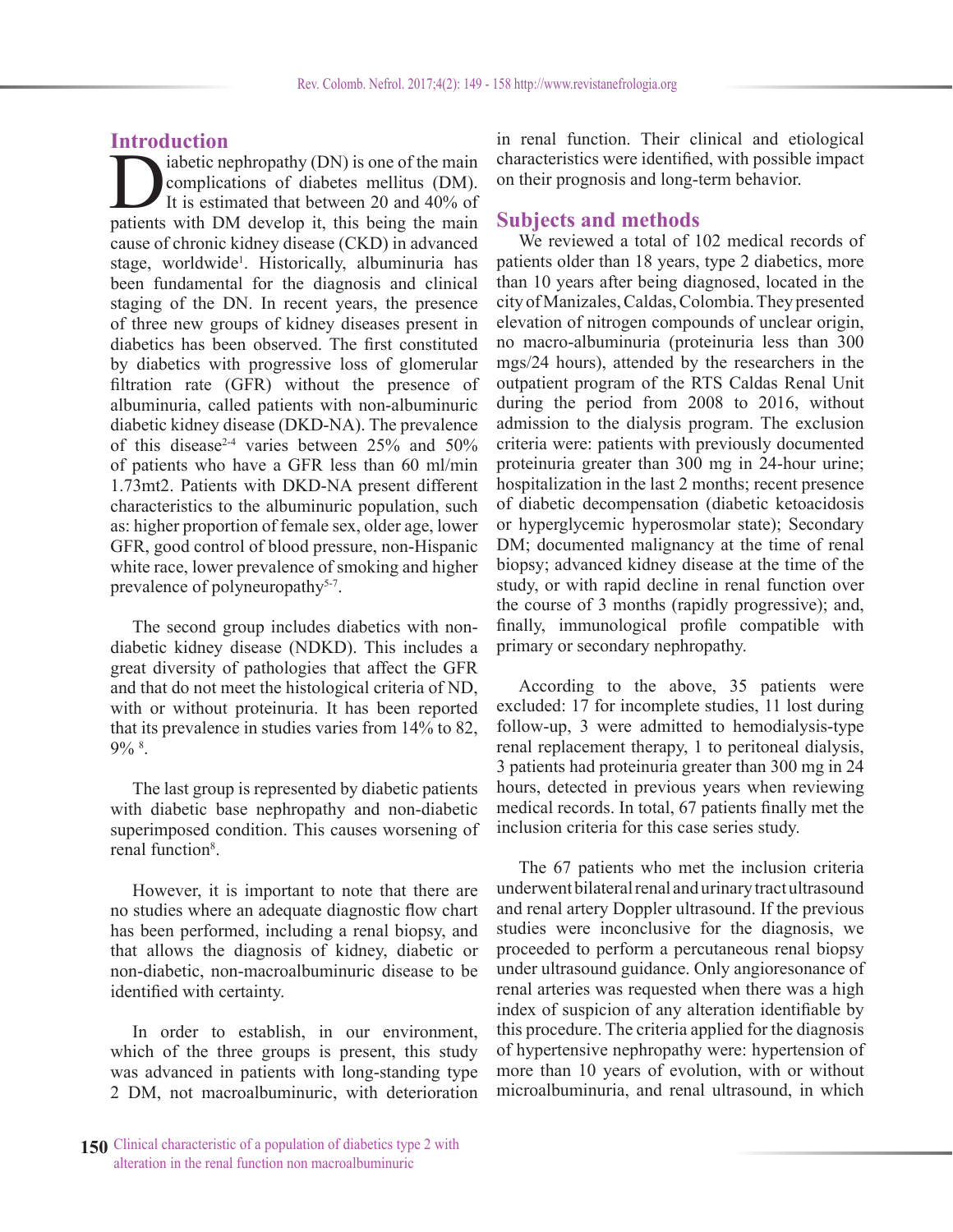## Introduction

Diabetic nephropathy (DN) is one of the main complications of diabetes mellitus (DM). It is estimated that between 20 and 40% of patients with DM develop it, this being the main cause of chronic kidney disease (CKD) in advanced stage, worldwide[1]. Historically, albuminuria has been fundamental for the diagnosis and clinical staging of the DN. In recent years, the presence of three new groups of kidney diseases present in diabetics has been observed. The first constituted by diabetics with progressive loss of glomerular filtration rate (GFR) without the presence of albuminuria, called patients with non-albuminuric diabetic kidney disease (DKD-NA). The prevalence of this disease[2-4] varies between 25% and 50% of patients who have a GFR less than 60 ml/min 1.73mt2. Patients with DKD-NA present different characteristics to the albuminuric population, such as: higher proportion of female sex, older age, lower GFR, good control of blood pressure, non-Hispanic white race, lower prevalence of smoking and higher prevalence of polyneuropathy[5-7].

The second group includes diabetics with non-diabetic kidney disease (NDKD). This includes a great diversity of pathologies that affect the GFR and that do not meet the histological criteria of ND, with or without proteinuria. It has been reported that its prevalence in studies varies from 14% to 82, 9% [8].

The last group is represented by diabetic patients with diabetic base nephropathy and non-diabetic superimposed condition. This causes worsening of renal function[8].

However, it is important to note that there are no studies where an adequate diagnostic flow chart has been performed, including a renal biopsy, and that allows the diagnosis of kidney, diabetic or non-diabetic, non-macroalbuminuric disease to be identified with certainty.

In order to establish, in our environment, which of the three groups is present, this study was advanced in patients with long-standing type 2 DM, not macroalbuminuric, with deterioration in renal function. Their clinical and etiological characteristics were identified, with possible impact on their prognosis and long-term behavior.

## Subjects and methods

We reviewed a total of 102 medical records of patients older than 18 years, type 2 diabetics, more than 10 years after being diagnosed, located in the city of Manizales, Caldas, Colombia. They presented elevation of nitrogen compounds of unclear origin, no macro-albuminuria (proteinuria less than 300 mgs/24 hours), attended by the researchers in the outpatient program of the RTS Caldas Renal Unit during the period from 2008 to 2016, without admission to the dialysis program. The exclusion criteria were: patients with previously documented proteinuria greater than 300 mg in 24-hour urine; hospitalization in the last 2 months; recent presence of diabetic decompensation (diabetic ketoacidosis or hyperglycemic hyperosmolar state); Secondary DM; documented malignancy at the time of renal biopsy; advanced kidney disease at the time of the study, or with rapid decline in renal function over the course of 3 months (rapidly progressive); and, finally, immunological profile compatible with primary or secondary nephropathy.

According to the above, 35 patients were excluded: 17 for incomplete studies, 11 lost during follow-up, 3 were admitted to hemodialysis-type renal replacement therapy, 1 to peritoneal dialysis, 3 patients had proteinuria greater than 300 mg in 24 hours, detected in previous years when reviewing medical records. In total, 67 patients finally met the inclusion criteria for this case series study.

The 67 patients who met the inclusion criteria underwent bilateral renal and urinary tract ultrasound and renal artery Doppler ultrasound. If the previous studies were inconclusive for the diagnosis, we proceeded to perform a percutaneous renal biopsy under ultrasound guidance. Only angioresonance of renal arteries was requested when there was a high index of suspicion of any alteration identifiable by this procedure. The criteria applied for the diagnosis of hypertensive nephropathy were: hypertension of more than 10 years of evolution, with or without microalbuminuria, and renal ultrasound, in which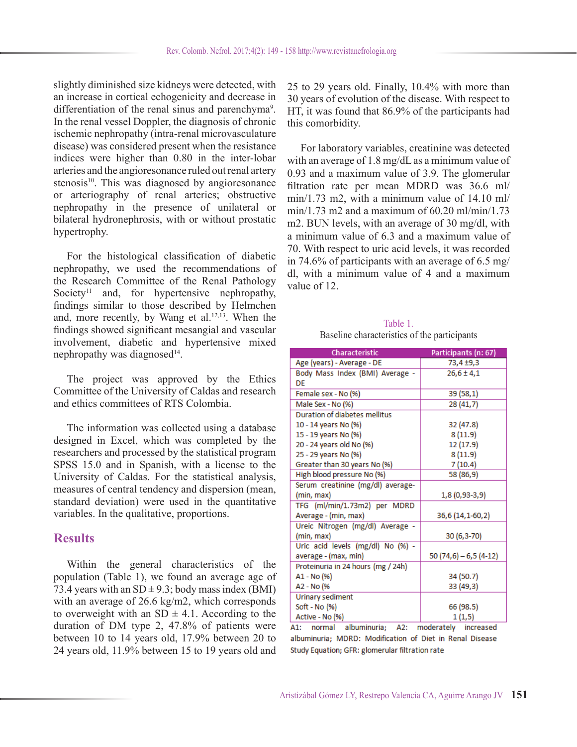slightly diminished size kidneys were detected, with an increase in cortical echogenicity and decrease in differentiation of the renal sinus and parenchyma[9]. In the renal vessel Doppler, the diagnosis of chronic ischemic nephropathy (intra-renal microvasculature disease) was considered present when the resistance indices were higher than 0.80 in the inter-lobar arteries and the angioresonance ruled out renal artery stenosis[10]. This was diagnosed by angioresonance or arteriography of renal arteries; obstructive nephropathy in the presence of unilateral or bilateral hydronephrosis, with or without prostatic hypertrophy.

For the histological classification of diabetic nephropathy, we used the recommendations of the Research Committee of the Renal Pathology Society[11] and, for hypertensive nephropathy, findings similar to those described by Helmchen and, more recently, by Wang et al.[12,13]. When the findings showed significant mesangial and vascular involvement, diabetic and hypertensive mixed nephropathy was diagnosed[14].

The project was approved by the Ethics Committee of the University of Caldas and research and ethics committees of RTS Colombia.

The information was collected using a database designed in Excel, which was completed by the researchers and processed by the statistical program SPSS 15.0 and in Spanish, with a license to the University of Caldas. For the statistical analysis, measures of central tendency and dispersion (mean, standard deviation) were used in the quantitative variables. In the qualitative, proportions.

## Results

Within the general characteristics of the population (Table 1), we found an average age of 73.4 years with an SD ± 9.3; body mass index (BMI) with an average of 26.6 kg/m2, which corresponds to overweight with an SD ± 4.1. According to the duration of DM type 2, 47.8% of patients were between 10 to 14 years old, 17.9% between 20 to 24 years old, 11.9% between 15 to 19 years old and 25 to 29 years old. Finally, 10.4% with more than 30 years of evolution of the disease. With respect to HT, it was found that 86.9% of the participants had this comorbidity.

For laboratory variables, creatinine was detected with an average of 1.8 mg/dL as a minimum value of 0.93 and a maximum value of 3.9. The glomerular filtration rate per mean MDRD was 36.6 ml/min/1.73 m2, with a minimum value of 14.10 ml/min/1.73 m2 and a maximum of 60.20 ml/min/1.73 m2. BUN levels, with an average of 30 mg/dl, with a minimum value of 6.3 and a maximum value of 70. With respect to uric acid levels, it was recorded in 74.6% of participants with an average of 6.5 mg/dl, with a minimum value of 4 and a maximum value of 12.

Table 1.
Baseline characteristics of the participants

| Characteristic | Participants (n: 67) |
|---|---|
| Age (years) - Average - DE | 73,4 ±9,3 |
| Body Mass Index (BMI) Average - DE | 26,6 ± 4,1 |
| Female sex - No (%) | 39 (58,1) |
| Male Sex - No (%) | 28 (41,7) |
| Duration of diabetes mellitus | |
| 10 - 14 years No (%) | 32 (47.8) |
| 15 - 19 years No (%) | 8 (11.9) |
| 20 - 24 years old No (%) | 12 (17.9) |
| 25 - 29 years No (%) | 8 (11.9) |
| Greater than 30 years No (%) | 7 (10.4) |
| High blood pressure No (%) | 58 (86,9) |
| Serum creatinine (mg/dl) average- (min, max) | 1,8 (0,93-3,9) |
| TFG (ml/min/1.73m2) per MDRD Average - (min, max) | 36,6 (14,1-60,2) |
| Ureic Nitrogen (mg/dl) Average - (min, max) | 30 (6,3-70) |
| Uric acid levels (mg/dl) No (%) - average - (max, min) | 50 (74,6) – 6,5 (4-12) |
| Proteinuria in 24 hours (mg / 24h) | |
| A1 - No (%) | 34 (50.7) |
| A2 - No (% | 33 (49,3) |
| Urinary sediment | |
| Soft - No (%) | 66 (98.5) |
| Active - No (%) | 1 (1,5) |

A1: normal albuminuria; A2: moderately increased albuminuria; MDRD: Modification of Diet in Renal Disease Study Equation; GFR: glomerular filtration rate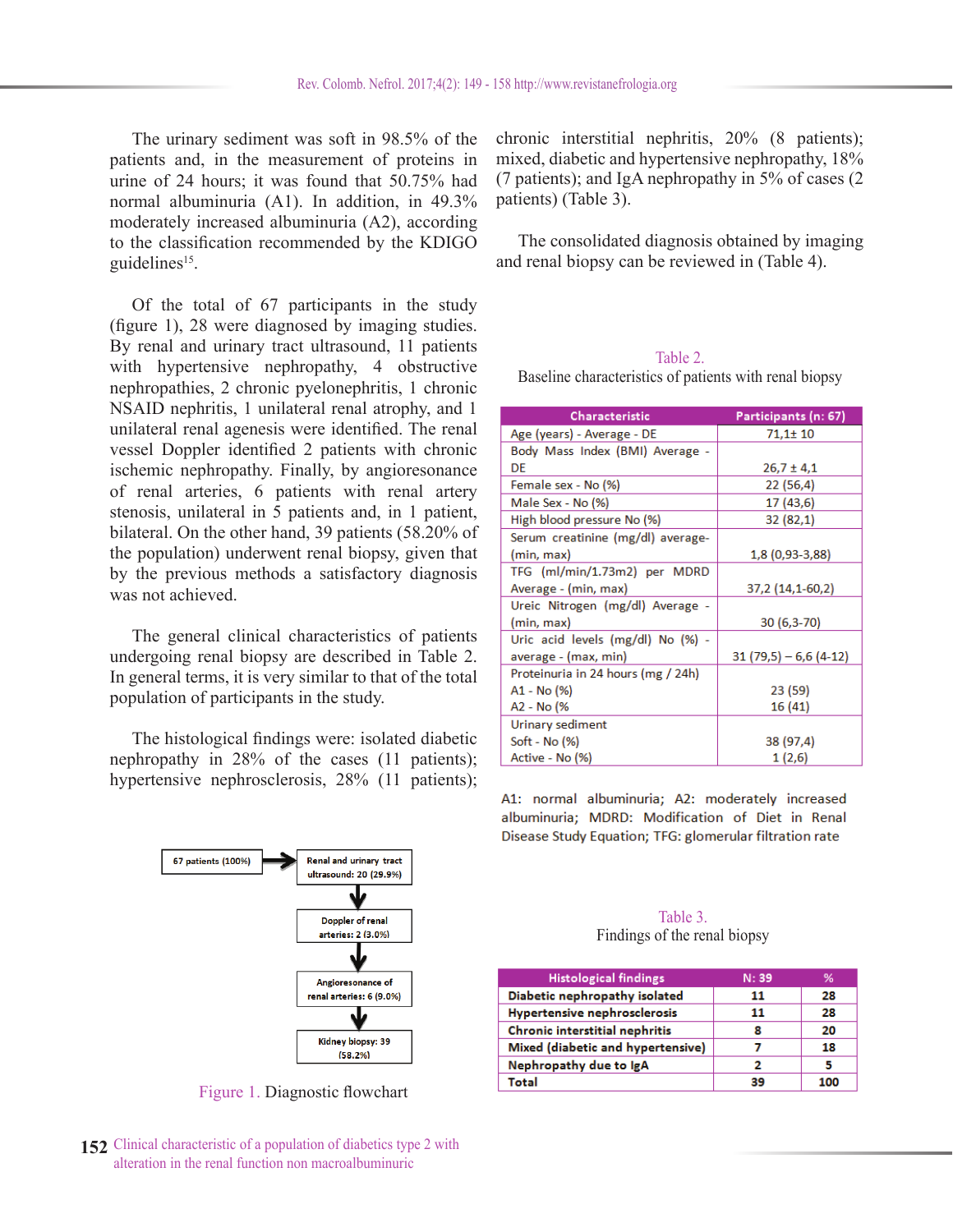The urinary sediment was soft in 98.5% of the patients and, in the measurement of proteins in urine of 24 hours; it was found that 50.75% had normal albuminuria (A1). In addition, in 49.3% moderately increased albuminuria (A2), according to the classification recommended by the KDIGO guidelines[15].

Of the total of 67 participants in the study (figure 1), 28 were diagnosed by imaging studies. By renal and urinary tract ultrasound, 11 patients with hypertensive nephropathy, 4 obstructive nephropathies, 2 chronic pyelonephritis, 1 chronic NSAID nephritis, 1 unilateral renal atrophy, and 1 unilateral renal agenesis were identified. The renal vessel Doppler identified 2 patients with chronic ischemic nephropathy. Finally, by angioresonance of renal arteries, 6 patients with renal artery stenosis, unilateral in 5 patients and, in 1 patient, bilateral. On the other hand, 39 patients (58.20% of the population) underwent renal biopsy, given that by the previous methods a satisfactory diagnosis was not achieved.

The general clinical characteristics of patients undergoing renal biopsy are described in Table 2. In general terms, it is very similar to that of the total population of participants in the study.

The histological findings were: isolated diabetic nephropathy in 28% of the cases (11 patients); hypertensive nephrosclerosis, 28% (11 patients); chronic interstitial nephritis, 20% (8 patients); mixed, diabetic and hypertensive nephropathy, 18% (7 patients); and IgA nephropathy in 5% of cases (2 patients) (Table 3).

The consolidated diagnosis obtained by imaging and renal biopsy can be reviewed in (Table 4).

67 patients (100%) → Renal and urinary tract ultrasound: 20 (29.9%) → Doppler of renal arteries: 2 (3.0%) → Angioresonance of renal arteries: 6 (9.0%) → Kidney biopsy: 39 (58.2%)

Figure 1. Diagnostic flowchart

Table 2.
Baseline characteristics of patients with renal biopsy

| Characteristic | Participants (n: 67) |
|---|---|
| Age (years) - Average - DE | 71,1± 10 |
| Body Mass Index (BMI) Average - DE | 26,7 ± 4,1 |
| Female sex - No (%) | 22 (56,4) |
| Male Sex - No (%) | 17 (43,6) |
| High blood pressure No (%) | 32 (82,1) |
| Serum creatinine (mg/dl) average- (min, max) | 1,8 (0,93-3,88) |
| TFG (ml/min/1.73m2) per MDRD Average - (min, max) | 37,2 (14,1-60,2) |
| Ureic Nitrogen (mg/dl) Average - (min, max) | 30 (6,3-70) |
| Uric acid levels (mg/dl) No (%) - average - (max, min) | 31 (79,5) – 6,6 (4-12) |
| Proteinuria in 24 hours (mg / 24h) | |
| A1 - No (%) | 23 (59) |
| A2 - No (% | 16 (41) |
| Urinary sediment | |
| Soft - No (%) | 38 (97,4) |
| Active - No (%) | 1 (2,6) |

A1: normal albuminuria; A2: moderately increased albuminuria; MDRD: Modification of Diet in Renal Disease Study Equation; TFG: glomerular filtration rate

Table 3.
Findings of the renal biopsy

| Histological findings | N: 39 | % |
|---|---|---|
| **Diabetic nephropathy isolated** | **11** | **28** |
| **Hypertensive nephrosclerosis** | **11** | **28** |
| **Chronic interstitial nephritis** | **8** | **20** |
| **Mixed (diabetic and hypertensive)** | **7** | **18** |
| **Nephropathy due to IgA** | **2** | **5** |
| **Total** | **39** | **100** |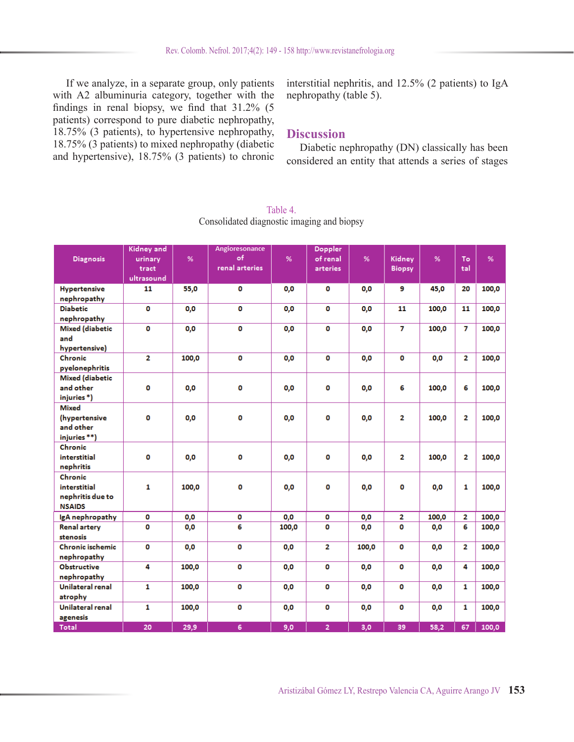If we analyze, in a separate group, only patients with A2 albuminuria category, together with the findings in renal biopsy, we find that 31.2% (5 patients) correspond to pure diabetic nephropathy, 18.75% (3 patients), to hypertensive nephropathy, 18.75% (3 patients) to mixed nephropathy (diabetic and hypertensive), 18.75% (3 patients) to chronic interstitial nephritis, and 12.5% (2 patients) to IgA nephropathy (table 5).

## Discussion

Diabetic nephropathy (DN) classically has been considered an entity that attends a series of stages

Table 4.
Consolidated diagnostic imaging and biopsy

| Diagnosis | Kidney and urinary tract ultrasound | % | Angioresonance of renal arteries | % | Doppler of renal arteries | % | Kidney Biopsy | % | Total | % |
|---|---|---|---|---|---|---|---|---|---|---|
| Hypertensive nephropathy | 11 | 55,0 | 0 | 0,0 | 0 | 0,0 | 9 | 45,0 | 20 | 100,0 |
| Diabetic nephropathy | 0 | 0,0 | 0 | 0,0 | 0 | 0,0 | 11 | 100,0 | 11 | 100,0 |
| Mixed (diabetic and hypertensive) | 0 | 0,0 | 0 | 0,0 | 0 | 0,0 | 7 | 100,0 | 7 | 100,0 |
| Chronic pyelonephritis | 2 | 100,0 | 0 | 0,0 | 0 | 0,0 | 0 | 0,0 | 2 | 100,0 |
| Mixed (diabetic and other injuries *) | 0 | 0,0 | 0 | 0,0 | 0 | 0,0 | 6 | 100,0 | 6 | 100,0 |
| Mixed (hypertensive and other injuries **) | 0 | 0,0 | 0 | 0,0 | 0 | 0,0 | 2 | 100,0 | 2 | 100,0 |
| Chronic interstitial nephritis | 0 | 0,0 | 0 | 0,0 | 0 | 0,0 | 2 | 100,0 | 2 | 100,0 |
| Chronic interstitial nephritis due to NSAIDS | 1 | 100,0 | 0 | 0,0 | 0 | 0,0 | 0 | 0,0 | 1 | 100,0 |
| IgA nephropathy | 0 | 0,0 | 0 | 0,0 | 0 | 0,0 | 2 | 100,0 | 2 | 100,0 |
| Renal artery stenosis | 0 | 0,0 | 6 | 100,0 | 0 | 0,0 | 0 | 0,0 | 6 | 100,0 |
| Chronic ischemic nephropathy | 0 | 0,0 | 0 | 0,0 | 2 | 100,0 | 0 | 0,0 | 2 | 100,0 |
| Obstructive nephropathy | 4 | 100,0 | 0 | 0,0 | 0 | 0,0 | 0 | 0,0 | 4 | 100,0 |
| Unilateral renal atrophy | 1 | 100,0 | 0 | 0,0 | 0 | 0,0 | 0 | 0,0 | 1 | 100,0 |
| Unilateral renal agenesis | 1 | 100,0 | 0 | 0,0 | 0 | 0,0 | 0 | 0,0 | 1 | 100,0 |
| Total | 20 | 29,9 | 6 | 9,0 | 2 | 3,0 | 39 | 58,2 | 67 | 100,0 |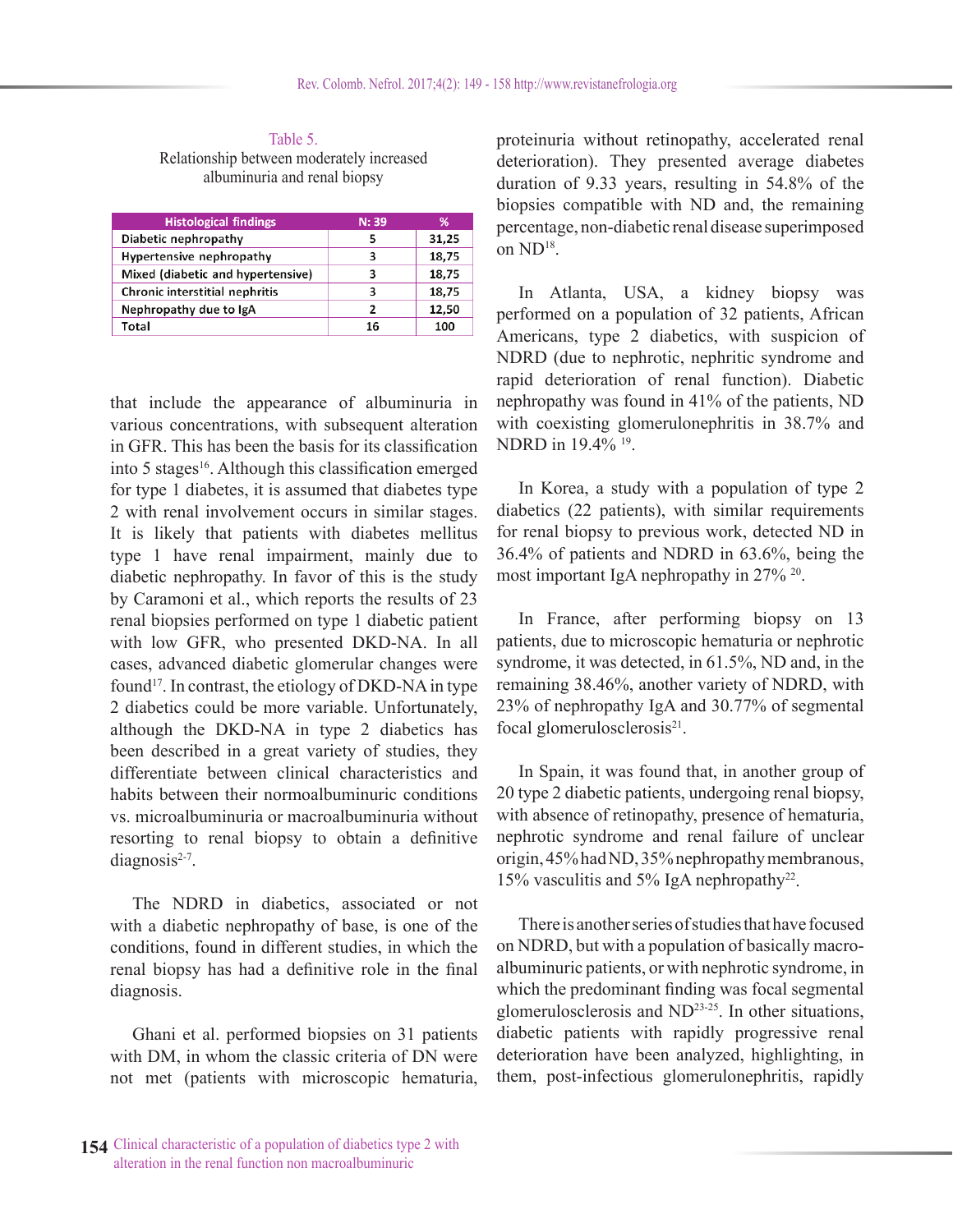Table 5.
Relationship between moderately increased albuminuria and renal biopsy

| Histological findings | N: 39 | % |
|---|---|---|
| Diabetic nephropathy | 5 | 31,25 |
| Hypertensive nephropathy | 3 | 18,75 |
| Mixed (diabetic and hypertensive) | 3 | 18,75 |
| Chronic interstitial nephritis | 3 | 18,75 |
| Nephropathy due to IgA | 2 | 12,50 |
| Total | 16 | 100 |

that include the appearance of albuminuria in various concentrations, with subsequent alteration in GFR. This has been the basis for its classification into 5 stages[16]. Although this classification emerged for type 1 diabetes, it is assumed that diabetes type 2 with renal involvement occurs in similar stages. It is likely that patients with diabetes mellitus type 1 have renal impairment, mainly due to diabetic nephropathy. In favor of this is the study by Caramoni et al., which reports the results of 23 renal biopsies performed on type 1 diabetic patient with low GFR, who presented DKD-NA. In all cases, advanced diabetic glomerular changes were found[17]. In contrast, the etiology of DKD-NA in type 2 diabetics could be more variable. Unfortunately, although the DKD-NA in type 2 diabetics has been described in a great variety of studies, they differentiate between clinical characteristics and habits between their normoalbuminuric conditions vs. microalbuminuria or macroalbuminuria without resorting to renal biopsy to obtain a definitive diagnosis[2-7].

The NDRD in diabetics, associated or not with a diabetic nephropathy of base, is one of the conditions, found in different studies, in which the renal biopsy has had a definitive role in the final diagnosis.

Ghani et al. performed biopsies on 31 patients with DM, in whom the classic criteria of DN were not met (patients with microscopic hematuria, proteinuria without retinopathy, accelerated renal deterioration). They presented average diabetes duration of 9.33 years, resulting in 54.8% of the biopsies compatible with ND and, the remaining percentage, non-diabetic renal disease superimposed on ND[18].

In Atlanta, USA, a kidney biopsy was performed on a population of 32 patients, African Americans, type 2 diabetics, with suspicion of NDRD (due to nephrotic, nephritic syndrome and rapid deterioration of renal function). Diabetic nephropathy was found in 41% of the patients, ND with coexisting glomerulonephritis in 38.7% and NDRD in 19.4% [19].

In Korea, a study with a population of type 2 diabetics (22 patients), with similar requirements for renal biopsy to previous work, detected ND in 36.4% of patients and NDRD in 63.6%, being the most important IgA nephropathy in 27% [20].

In France, after performing biopsy on 13 patients, due to microscopic hematuria or nephrotic syndrome, it was detected, in 61.5%, ND and, in the remaining 38.46%, another variety of NDRD, with 23% of nephropathy IgA and 30.77% of segmental focal glomerulosclerosis[21].

In Spain, it was found that, in another group of 20 type 2 diabetic patients, undergoing renal biopsy, with absence of retinopathy, presence of hematuria, nephrotic syndrome and renal failure of unclear origin, 45% had ND, 35% nephropathy membranous, 15% vasculitis and 5% IgA nephropathy[22].

There is another series of studies that have focused on NDRD, but with a population of basically macroalbuminuric patients, or with nephrotic syndrome, in which the predominant finding was focal segmental glomerulosclerosis and ND[23-25]. In other situations, diabetic patients with rapidly progressive renal deterioration have been analyzed, highlighting, in them, post-infectious glomerulonephritis, rapidly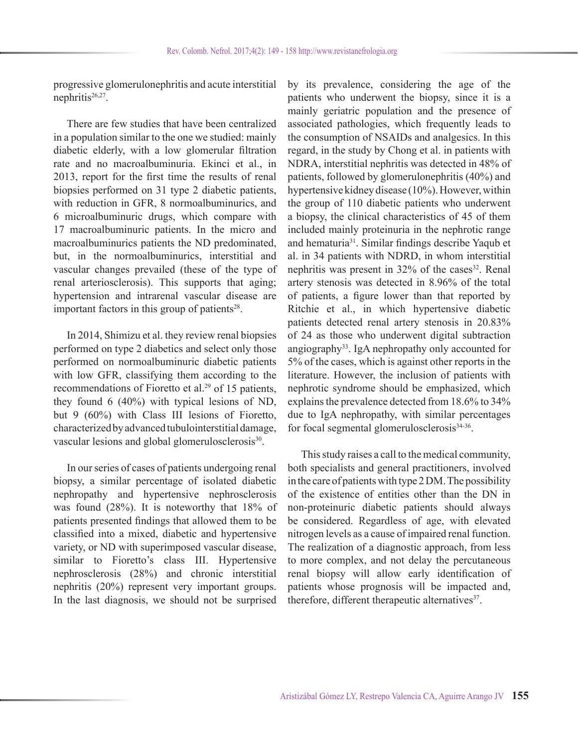progressive glomerulonephritis and acute interstitial nephritis[26,27].

There are few studies that have been centralized in a population similar to the one we studied: mainly diabetic elderly, with a low glomerular filtration rate and no macroalbuminuria. Ekinci et al., in 2013, report for the first time the results of renal biopsies performed on 31 type 2 diabetic patients, with reduction in GFR, 8 normoalbuminurics, and 6 microalbuminuric drugs, which compare with 17 macroalbuminuric patients. In the micro and macroalbuminurics patients the ND predominated, but, in the normoalbuminurics, interstitial and vascular changes prevailed (these of the type of renal arteriosclerosis). This supports that aging; hypertension and intrarenal vascular disease are important factors in this group of patients[28].

In 2014, Shimizu et al. they review renal biopsies performed on type 2 diabetics and select only those performed on normoalbuminuric diabetic patients with low GFR, classifying them according to the recommendations of Fioretto et al.[29] of 15 patients, they found 6 (40%) with typical lesions of ND, but 9 (60%) with Class III lesions of Fioretto, characterized by advanced tubulointerstitial damage, vascular lesions and global glomerulosclerosis[30].

In our series of cases of patients undergoing renal biopsy, a similar percentage of isolated diabetic nephropathy and hypertensive nephrosclerosis was found (28%). It is noteworthy that 18% of patients presented findings that allowed them to be classified into a mixed, diabetic and hypertensive variety, or ND with superimposed vascular disease, similar to Fioretto's class III. Hypertensive nephrosclerosis (28%) and chronic interstitial nephritis (20%) represent very important groups. In the last diagnosis, we should not be surprised by its prevalence, considering the age of the patients who underwent the biopsy, since it is a mainly geriatric population and the presence of associated pathologies, which frequently leads to the consumption of NSAIDs and analgesics. In this regard, in the study by Chong et al. in patients with NDRA, interstitial nephritis was detected in 48% of patients, followed by glomerulonephritis (40%) and hypertensive kidney disease (10%). However, within the group of 110 diabetic patients who underwent a biopsy, the clinical characteristics of 45 of them included mainly proteinuria in the nephrotic range and hematuria[31]. Similar findings describe Yaqub et al. in 34 patients with NDRD, in whom interstitial nephritis was present in 32% of the cases[32]. Renal artery stenosis was detected in 8.96% of the total of patients, a figure lower than that reported by Ritchie et al., in which hypertensive diabetic patients detected renal artery stenosis in 20.83% of 24 as those who underwent digital subtraction angiography[33]. IgA nephropathy only accounted for 5% of the cases, which is against other reports in the literature. However, the inclusion of patients with nephrotic syndrome should be emphasized, which explains the prevalence detected from 18.6% to 34% due to IgA nephropathy, with similar percentages for focal segmental glomerulosclerosis[34-36].

This study raises a call to the medical community, both specialists and general practitioners, involved in the care of patients with type 2 DM. The possibility of the existence of entities other than the DN in non-proteinuric diabetic patients should always be considered. Regardless of age, with elevated nitrogen levels as a cause of impaired renal function. The realization of a diagnostic approach, from less to more complex, and not delay the percutaneous renal biopsy will allow early identification of patients whose prognosis will be impacted and, therefore, different therapeutic alternatives[37].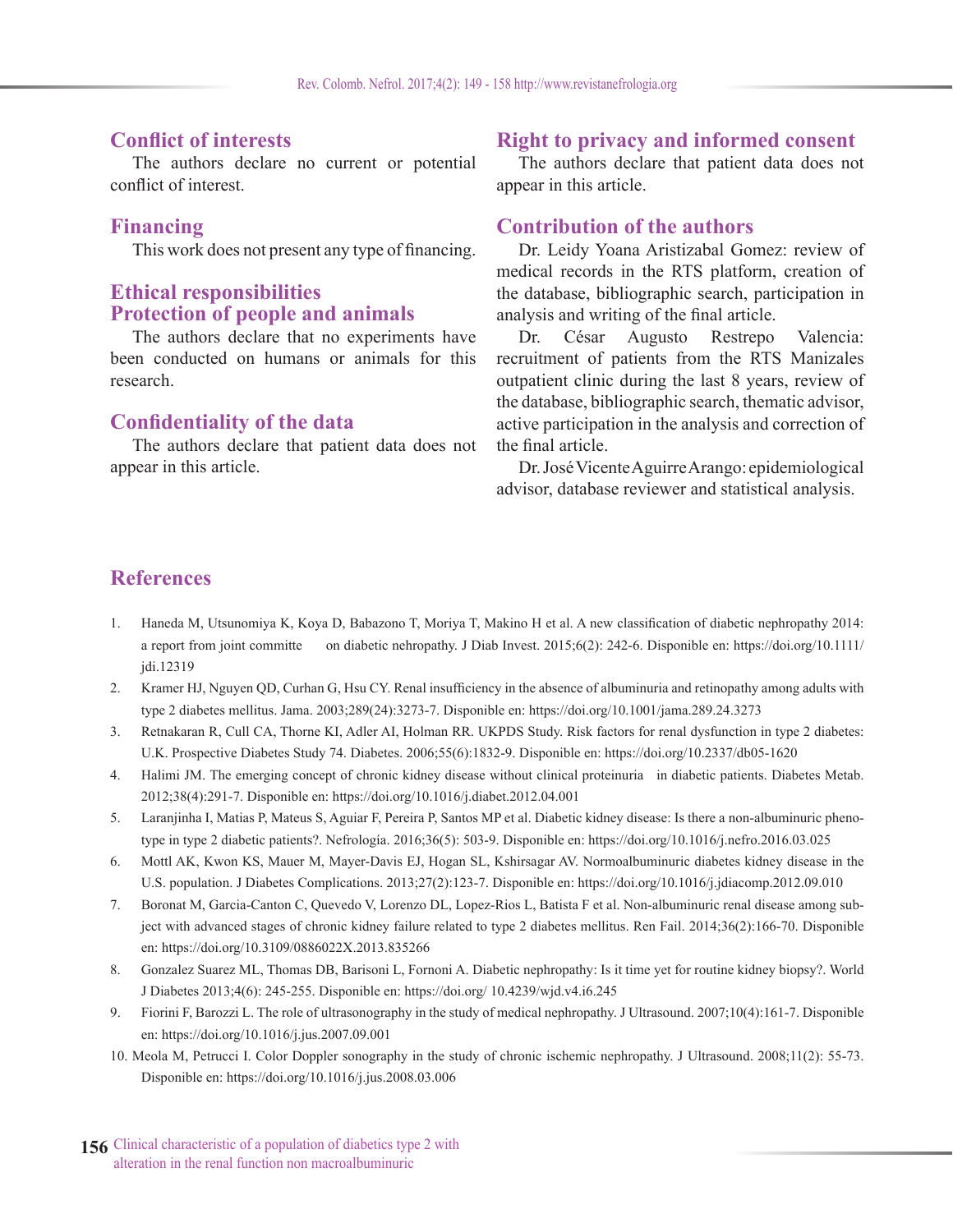## Conflict of interests

The authors declare no current or potential conflict of interest.

## Financing

This work does not present any type of financing.

## Ethical responsibilities
## Protection of people and animals

The authors declare that no experiments have been conducted on humans or animals for this research.

## Confidentiality of the data

The authors declare that patient data does not appear in this article.

## Right to privacy and informed consent

The authors declare that patient data does not appear in this article.

## Contribution of the authors

Dr. Leidy Yoana Aristizabal Gomez: review of medical records in the RTS platform, creation of the database, bibliographic search, participation in analysis and writing of the final article.

Dr. César Augusto Restrepo Valencia: recruitment of patients from the RTS Manizales outpatient clinic during the last 8 years, review of the database, bibliographic search, thematic advisor, active participation in the analysis and correction of the final article.

Dr. José Vicente Aguirre Arango: epidemiological advisor, database reviewer and statistical analysis.

## References

1. Haneda M, Utsunomiya K, Koya D, Babazono T, Moriya T, Makino H et al. A new classification of diabetic nephropathy 2014: a report from joint committe on diabetic nehropathy. J Diab Invest. 2015;6(2): 242-6. Disponible en: https://doi.org/10.1111/jdi.12319
2. Kramer HJ, Nguyen QD, Curhan G, Hsu CY. Renal insufficiency in the absence of albuminuria and retinopathy among adults with type 2 diabetes mellitus. Jama. 2003;289(24):3273-7. Disponible en: https://doi.org/10.1001/jama.289.24.3273
3. Retnakaran R, Cull CA, Thorne KI, Adler AI, Holman RR. UKPDS Study. Risk factors for renal dysfunction in type 2 diabetes: U.K. Prospective Diabetes Study 74. Diabetes. 2006;55(6):1832-9. Disponible en: https://doi.org/10.2337/db05-1620
4. Halimi JM. The emerging concept of chronic kidney disease without clinical proteinuria in diabetic patients. Diabetes Metab. 2012;38(4):291-7. Disponible en: https://doi.org/10.1016/j.diabet.2012.04.001
5. Laranjinha I, Matias P, Mateus S, Aguiar F, Pereira P, Santos MP et al. Diabetic kidney disease: Is there a non-albuminuric phenotype in type 2 diabetic patients?. Nefrologia. 2016;36(5): 503-9. Disponible en: https://doi.org/10.1016/j.nefro.2016.03.025
6. Mottl AK, Kwon KS, Mauer M, Mayer-Davis EJ, Hogan SL, Kshirsagar AV. Normoalbuminuric diabetes kidney disease in the U.S. population. J Diabetes Complications. 2013;27(2):123-7. Disponible en: https://doi.org/10.1016/j.jdiacomp.2012.09.010
7. Boronat M, Garcia-Canton C, Quevedo V, Lorenzo DL, Lopez-Rios L, Batista F et al. Non-albuminuric renal disease among subject with advanced stages of chronic kidney failure related to type 2 diabetes mellitus. Ren Fail. 2014;36(2):166-70. Disponible en: https://doi.org/10.3109/0886022X.2013.835266
8. Gonzalez Suarez ML, Thomas DB, Barisoni L, Fornoni A. Diabetic nephropathy: Is it time yet for routine kidney biopsy?. World J Diabetes 2013;4(6): 245-255. Disponible en: https://doi.org/ 10.4239/wjd.v4.i6.245
9. Fiorini F, Barozzi L. The role of ultrasonography in the study of medical nephropathy. J Ultrasound. 2007;10(4):161-7. Disponible en: https://doi.org/10.1016/j.jus.2007.09.001
10. Meola M, Petrucci I. Color Doppler sonography in the study of chronic ischemic nephropathy. J Ultrasound. 2008;11(2): 55-73. Disponible en: https://doi.org/10.1016/j.jus.2008.03.006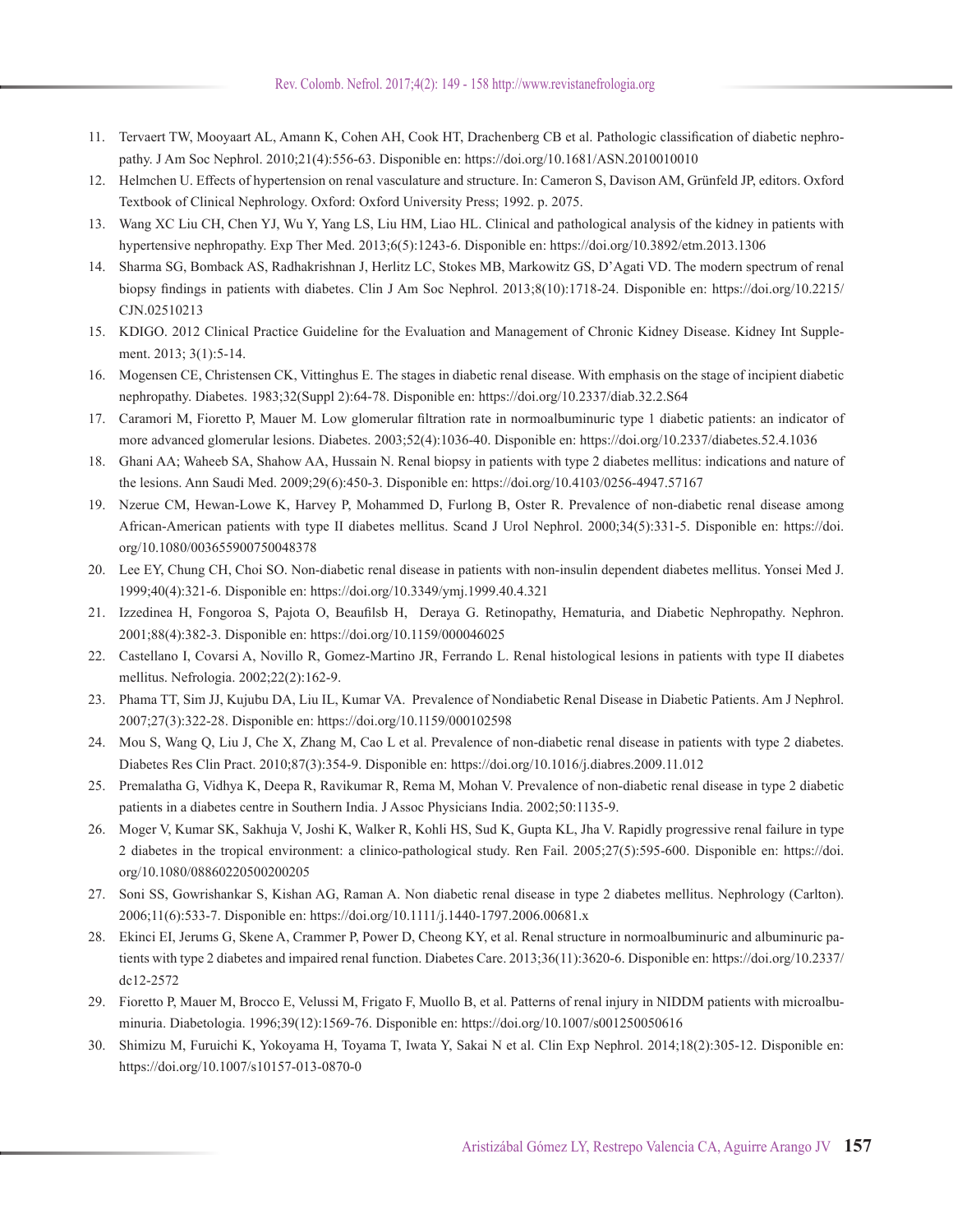11. Tervaert TW, Mooyaart AL, Amann K, Cohen AH, Cook HT, Drachenberg CB et al. Pathologic classification of diabetic nephropathy. J Am Soc Nephrol. 2010;21(4):556-63. Disponible en: https://doi.org/10.1681/ASN.2010010010
12. Helmchen U. Effects of hypertension on renal vasculature and structure. In: Cameron S, Davison AM, Grünfeld JP, editors. Oxford Textbook of Clinical Nephrology. Oxford: Oxford University Press; 1992. p. 2075.
13. Wang XC Liu CH, Chen YJ, Wu Y, Yang LS, Liu HM, Liao HL. Clinical and pathological analysis of the kidney in patients with hypertensive nephropathy. Exp Ther Med. 2013;6(5):1243-6. Disponible en: https://doi.org/10.3892/etm.2013.1306
14. Sharma SG, Bomback AS, Radhakrishnan J, Herlitz LC, Stokes MB, Markowitz GS, D'Agati VD. The modern spectrum of renal biopsy findings in patients with diabetes. Clin J Am Soc Nephrol. 2013;8(10):1718-24. Disponible en: https://doi.org/10.2215/CJN.02510213
15. KDIGO. 2012 Clinical Practice Guideline for the Evaluation and Management of Chronic Kidney Disease. Kidney Int Supplement. 2013; 3(1):5-14.
16. Mogensen CE, Christensen CK, Vittinghus E. The stages in diabetic renal disease. With emphasis on the stage of incipient diabetic nephropathy. Diabetes. 1983;32(Suppl 2):64-78. Disponible en: https://doi.org/10.2337/diab.32.2.S64
17. Caramori M, Fioretto P, Mauer M. Low glomerular filtration rate in normoalbuminuric type 1 diabetic patients: an indicator of more advanced glomerular lesions. Diabetes. 2003;52(4):1036-40. Disponible en: https://doi.org/10.2337/diabetes.52.4.1036
18. Ghani AA; Waheeb SA, Shahow AA, Hussain N. Renal biopsy in patients with type 2 diabetes mellitus: indications and nature of the lesions. Ann Saudi Med. 2009;29(6):450-3. Disponible en: https://doi.org/10.4103/0256-4947.57167
19. Nzerue CM, Hewan-Lowe K, Harvey P, Mohammed D, Furlong B, Oster R. Prevalence of non-diabetic renal disease among African-American patients with type II diabetes mellitus. Scand J Urol Nephrol. 2000;34(5):331-5. Disponible en: https://doi.org/10.1080/003655900750048378
20. Lee EY, Chung CH, Choi SO. Non-diabetic renal disease in patients with non-insulin dependent diabetes mellitus. Yonsei Med J. 1999;40(4):321-6. Disponible en: https://doi.org/10.3349/ymj.1999.40.4.321
21. Izzedinea H, Fongoroa S, Pajota O, Beaufilsb H, Deraya G. Retinopathy, Hematuria, and Diabetic Nephropathy. Nephron. 2001;88(4):382-3. Disponible en: https://doi.org/10.1159/000046025
22. Castellano I, Covarsi A, Novillo R, Gomez-Martino JR, Ferrando L. Renal histological lesions in patients with type II diabetes mellitus. Nefrologia. 2002;22(2):162-9.
23. Phama TT, Sim JJ, Kujubu DA, Liu IL, Kumar VA. Prevalence of Nondiabetic Renal Disease in Diabetic Patients. Am J Nephrol. 2007;27(3):322-28. Disponible en: https://doi.org/10.1159/000102598
24. Mou S, Wang Q, Liu J, Che X, Zhang M, Cao L et al. Prevalence of non-diabetic renal disease in patients with type 2 diabetes. Diabetes Res Clin Pract. 2010;87(3):354-9. Disponible en: https://doi.org/10.1016/j.diabres.2009.11.012
25. Premalatha G, Vidhya K, Deepa R, Ravikumar R, Rema M, Mohan V. Prevalence of non-diabetic renal disease in type 2 diabetic patients in a diabetes centre in Southern India. J Assoc Physicians India. 2002;50:1135-9.
26. Moger V, Kumar SK, Sakhuja V, Joshi K, Walker R, Kohli HS, Sud K, Gupta KL, Jha V. Rapidly progressive renal failure in type 2 diabetes in the tropical environment: a clinico-pathological study. Ren Fail. 2005;27(5):595-600. Disponible en: https://doi.org/10.1080/08860220500200205
27. Soni SS, Gowrishankar S, Kishan AG, Raman A. Non diabetic renal disease in type 2 diabetes mellitus. Nephrology (Carlton). 2006;11(6):533-7. Disponible en: https://doi.org/10.1111/j.1440-1797.2006.00681.x
28. Ekinci EI, Jerums G, Skene A, Crammer P, Power D, Cheong KY, et al. Renal structure in normoalbuminuric and albuminuric patients with type 2 diabetes and impaired renal function. Diabetes Care. 2013;36(11):3620-6. Disponible en: https://doi.org/10.2337/dc12-2572
29. Fioretto P, Mauer M, Brocco E, Velussi M, Frigato F, Muollo B, et al. Patterns of renal injury in NIDDM patients with microalbuminuria. Diabetologia. 1996;39(12):1569-76. Disponible en: https://doi.org/10.1007/s001250050616
30. Shimizu M, Furuichi K, Yokoyama H, Toyama T, Iwata Y, Sakai N et al. Clin Exp Nephrol. 2014;18(2):305-12. Disponible en: https://doi.org/10.1007/s10157-013-0870-0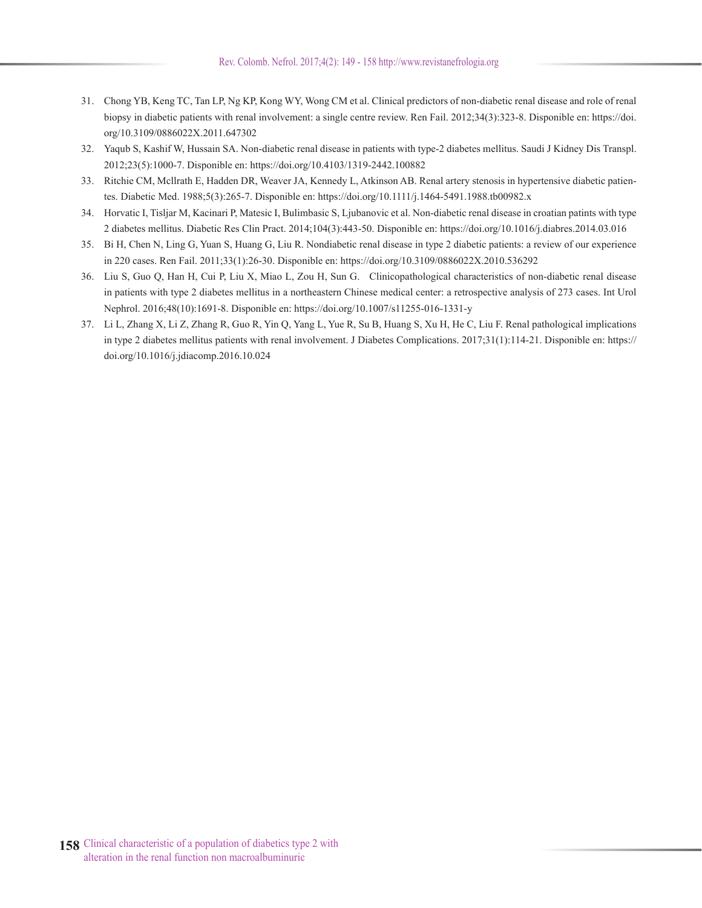31. Chong YB, Keng TC, Tan LP, Ng KP, Kong WY, Wong CM et al. Clinical predictors of non-diabetic renal disease and role of renal biopsy in diabetic patients with renal involvement: a single centre review. Ren Fail. 2012;34(3):323-8. Disponible en: https://doi.org/10.3109/0886022X.2011.647302
32. Yaqub S, Kashif W, Hussain SA. Non-diabetic renal disease in patients with type-2 diabetes mellitus. Saudi J Kidney Dis Transpl. 2012;23(5):1000-7. Disponible en: https://doi.org/10.4103/1319-2442.100882
33. Ritchie CM, Mcllrath E, Hadden DR, Weaver JA, Kennedy L, Atkinson AB. Renal artery stenosis in hypertensive diabetic patientes. Diabetic Med. 1988;5(3):265-7. Disponible en: https://doi.org/10.1111/j.1464-5491.1988.tb00982.x
34. Horvatic I, Tisljar M, Kacinari P, Matesic I, Bulimbasic S, Ljubanovic et al. Non-diabetic renal disease in croatian patints with type 2 diabetes mellitus. Diabetic Res Clin Pract. 2014;104(3):443-50. Disponible en: https://doi.org/10.1016/j.diabres.2014.03.016
35. Bi H, Chen N, Ling G, Yuan S, Huang G, Liu R. Nondiabetic renal disease in type 2 diabetic patients: a review of our experience in 220 cases. Ren Fail. 2011;33(1):26-30. Disponible en: https://doi.org/10.3109/0886022X.2010.536292
36. Liu S, Guo Q, Han H, Cui P, Liu X, Miao L, Zou H, Sun G. Clinicopathological characteristics of non-diabetic renal disease in patients with type 2 diabetes mellitus in a northeastern Chinese medical center: a retrospective analysis of 273 cases. Int Urol Nephrol. 2016;48(10):1691-8. Disponible en: https://doi.org/10.1007/s11255-016-1331-y
37. Li L, Zhang X, Li Z, Zhang R, Guo R, Yin Q, Yang L, Yue R, Su B, Huang S, Xu H, He C, Liu F. Renal pathological implications in type 2 diabetes mellitus patients with renal involvement. J Diabetes Complications. 2017;31(1):114-21. Disponible en: https://doi.org/10.1016/j.jdiacomp.2016.10.024